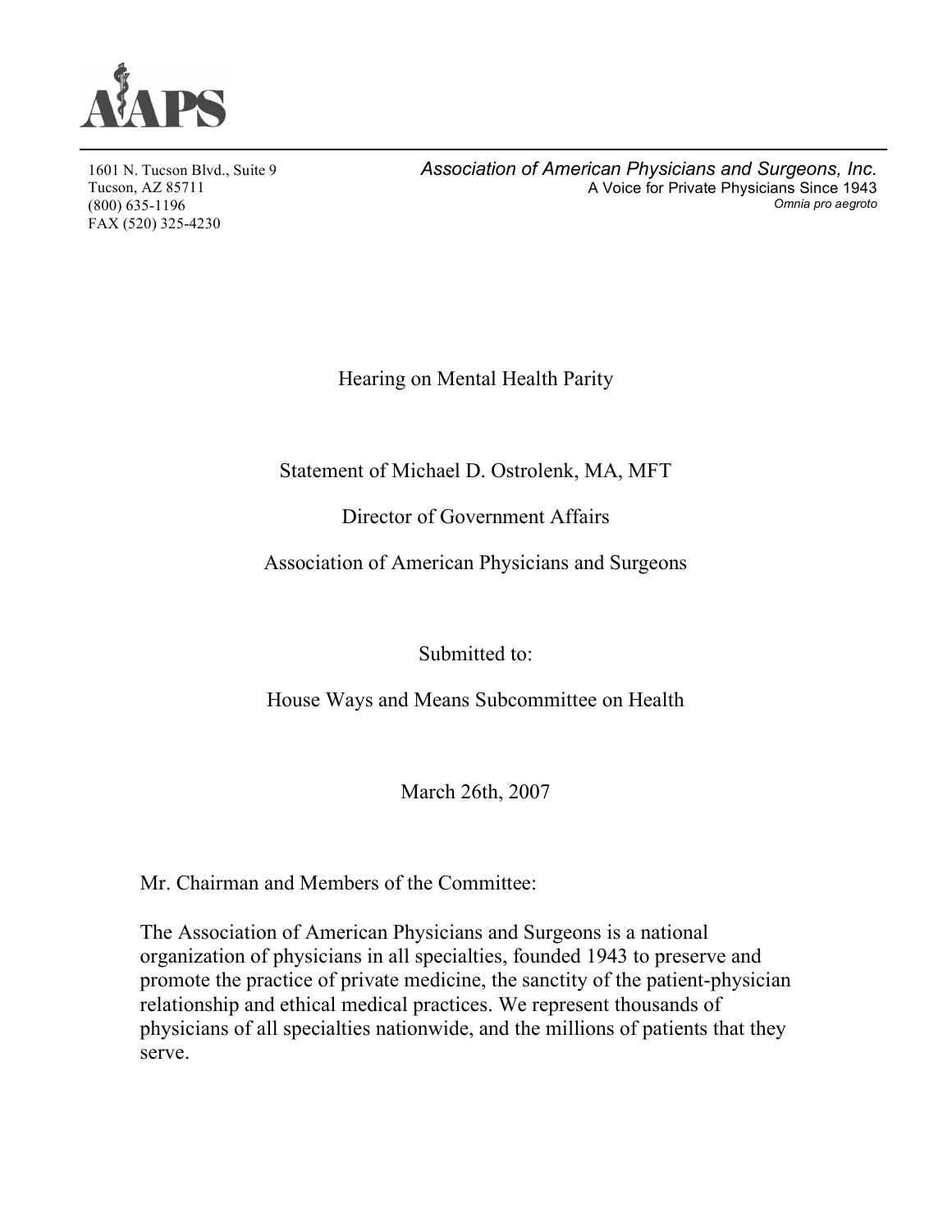AAPS

1601 N. Tucson Blvd., Suite 9
Tucson, AZ 85711
(800) 635-1196
FAX (520) 325-4230

*Association of American Physicians and Surgeons, Inc.*
A Voice for Private Physicians Since 1943
*Omnia pro aegroto*

# Hearing on Mental Health Parity

Statement of Michael D. Ostrolenk, MA, MFT

Director of Government Affairs

Association of American Physicians and Surgeons

Submitted to:

House Ways and Means Subcommittee on Health

March 26th, 2007

Mr. Chairman and Members of the Committee:

The Association of American Physicians and Surgeons is a national organization of physicians in all specialties, founded 1943 to preserve and promote the practice of private medicine, the sanctity of the patient-physician relationship and ethical medical practices. We represent thousands of physicians of all specialties nationwide, and the millions of patients that they serve.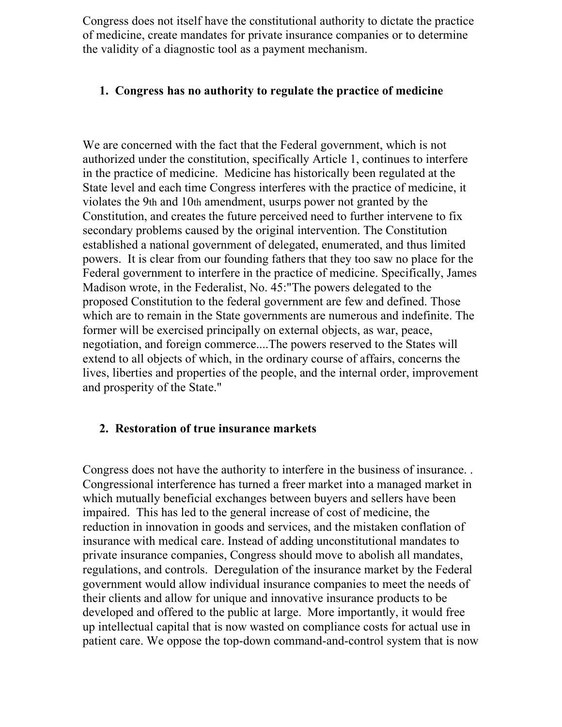Congress does not itself have the constitutional authority to dictate the practice of medicine, create mandates for private insurance companies or to determine the validity of a diagnostic tool as a payment mechanism.

1. **Congress has no authority to regulate the practice of medicine**

We are concerned with the fact that the Federal government, which is not authorized under the constitution, specifically Article 1, continues to interfere in the practice of medicine. Medicine has historically been regulated at the State level and each time Congress interferes with the practice of medicine, it violates the 9th and 10th amendment, usurps power not granted by the Constitution, and creates the future perceived need to further intervene to fix secondary problems caused by the original intervention. The Constitution established a national government of delegated, enumerated, and thus limited powers. It is clear from our founding fathers that they too saw no place for the Federal government to interfere in the practice of medicine. Specifically, James Madison wrote, in the Federalist, No. 45:"The powers delegated to the proposed Constitution to the federal government are few and defined. Those which are to remain in the State governments are numerous and indefinite. The former will be exercised principally on external objects, as war, peace, negotiation, and foreign commerce....The powers reserved to the States will extend to all objects of which, in the ordinary course of affairs, concerns the lives, liberties and properties of the people, and the internal order, improvement and prosperity of the State."

2. **Restoration of true insurance markets**

Congress does not have the authority to interfere in the business of insurance. . Congressional interference has turned a freer market into a managed market in which mutually beneficial exchanges between buyers and sellers have been impaired. This has led to the general increase of cost of medicine, the reduction in innovation in goods and services, and the mistaken conflation of insurance with medical care. Instead of adding unconstitutional mandates to private insurance companies, Congress should move to abolish all mandates, regulations, and controls. Deregulation of the insurance market by the Federal government would allow individual insurance companies to meet the needs of their clients and allow for unique and innovative insurance products to be developed and offered to the public at large. More importantly, it would free up intellectual capital that is now wasted on compliance costs for actual use in patient care. We oppose the top-down command-and-control system that is now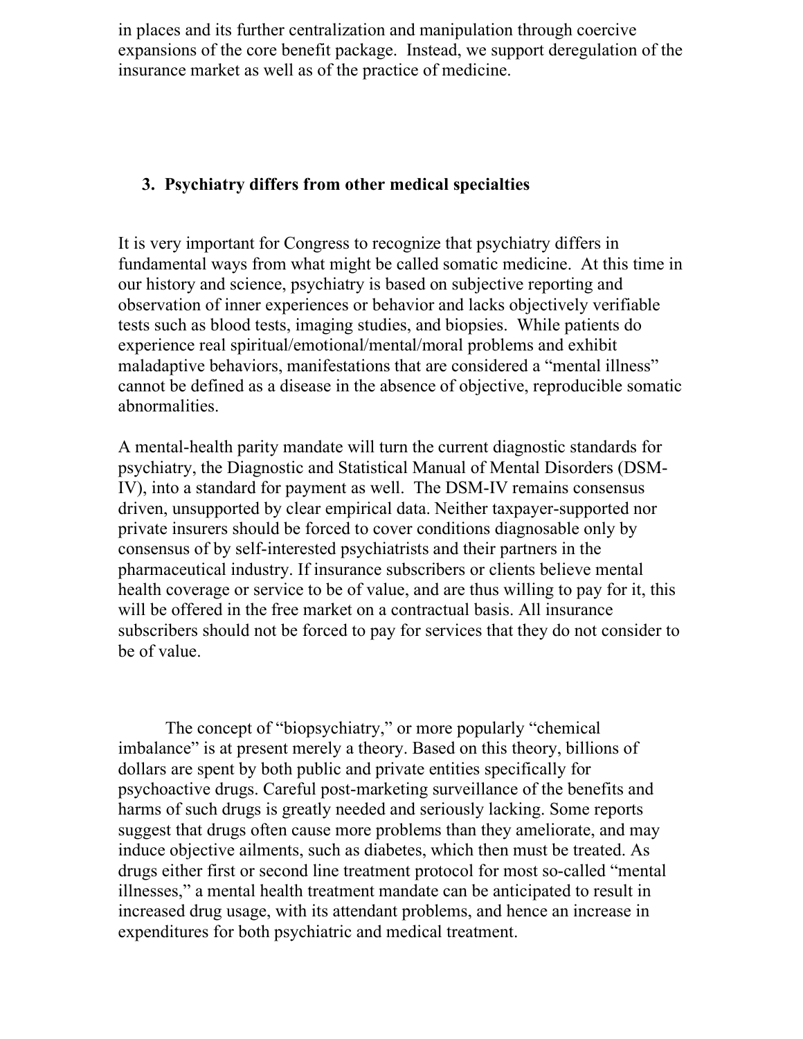in places and its further centralization and manipulation through coercive expansions of the core benefit package. Instead, we support deregulation of the insurance market as well as of the practice of medicine.

### 3. Psychiatry differs from other medical specialties

It is very important for Congress to recognize that psychiatry differs in fundamental ways from what might be called somatic medicine. At this time in our history and science, psychiatry is based on subjective reporting and observation of inner experiences or behavior and lacks objectively verifiable tests such as blood tests, imaging studies, and biopsies. While patients do experience real spiritual/emotional/mental/moral problems and exhibit maladaptive behaviors, manifestations that are considered a "mental illness" cannot be defined as a disease in the absence of objective, reproducible somatic abnormalities.

A mental-health parity mandate will turn the current diagnostic standards for psychiatry, the Diagnostic and Statistical Manual of Mental Disorders (DSM-IV), into a standard for payment as well. The DSM-IV remains consensus driven, unsupported by clear empirical data. Neither taxpayer-supported nor private insurers should be forced to cover conditions diagnosable only by consensus of by self-interested psychiatrists and their partners in the pharmaceutical industry. If insurance subscribers or clients believe mental health coverage or service to be of value, and are thus willing to pay for it, this will be offered in the free market on a contractual basis. All insurance subscribers should not be forced to pay for services that they do not consider to be of value.

The concept of "biopsychiatry," or more popularly "chemical imbalance" is at present merely a theory. Based on this theory, billions of dollars are spent by both public and private entities specifically for psychoactive drugs. Careful post-marketing surveillance of the benefits and harms of such drugs is greatly needed and seriously lacking. Some reports suggest that drugs often cause more problems than they ameliorate, and may induce objective ailments, such as diabetes, which then must be treated. As drugs either first or second line treatment protocol for most so-called "mental illnesses," a mental health treatment mandate can be anticipated to result in increased drug usage, with its attendant problems, and hence an increase in expenditures for both psychiatric and medical treatment.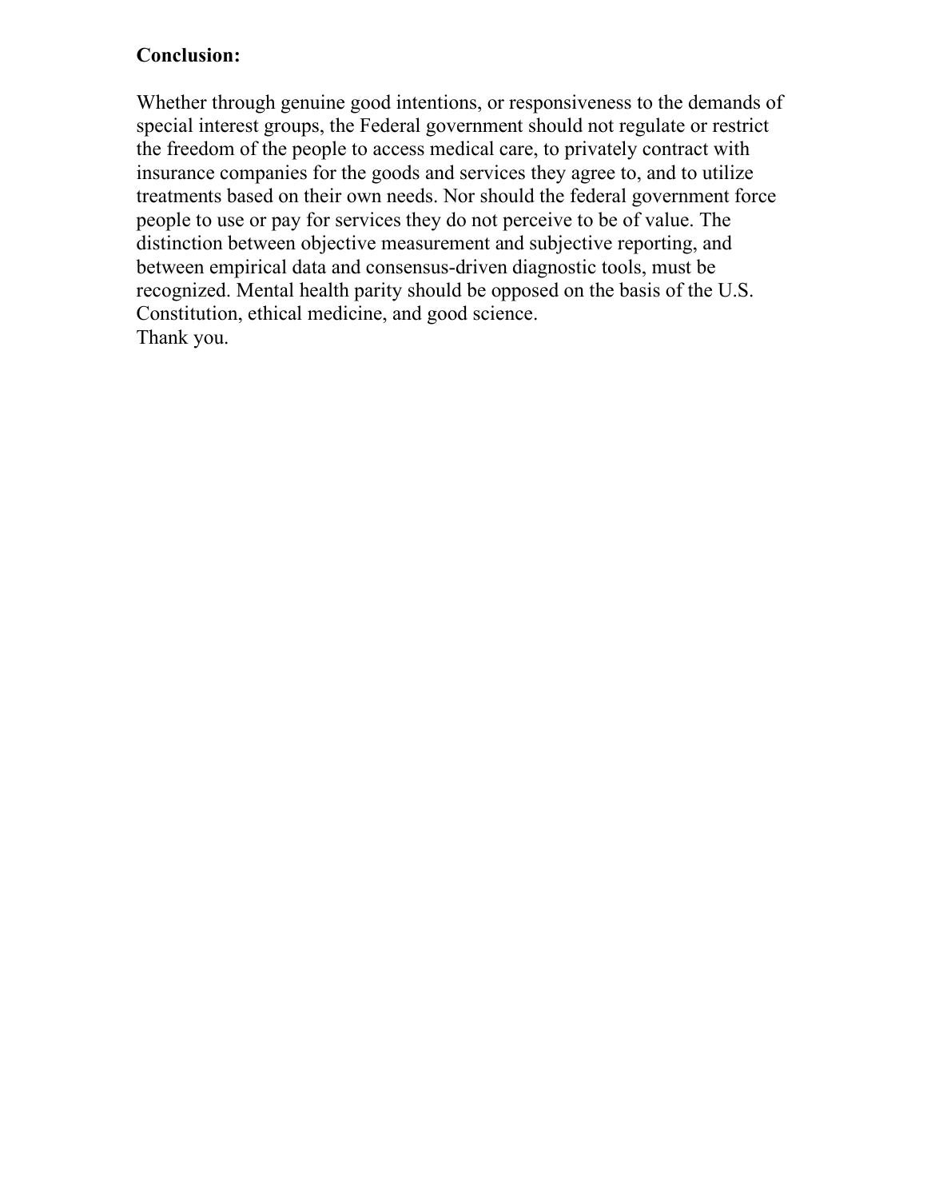**Conclusion:**

Whether through genuine good intentions, or responsiveness to the demands of special interest groups, the Federal government should not regulate or restrict the freedom of the people to access medical care, to privately contract with insurance companies for the goods and services they agree to, and to utilize treatments based on their own needs. Nor should the federal government force people to use or pay for services they do not perceive to be of value. The distinction between objective measurement and subjective reporting, and between empirical data and consensus-driven diagnostic tools, must be recognized. Mental health parity should be opposed on the basis of the U.S. Constitution, ethical medicine, and good science.
Thank you.